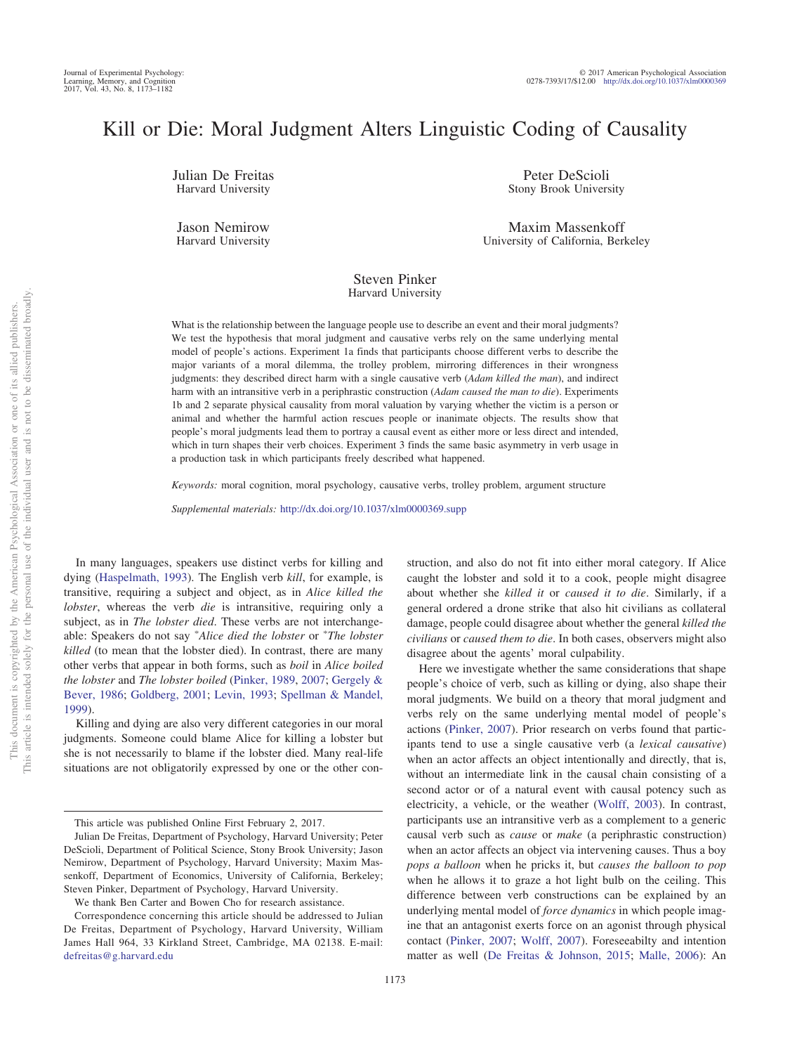# Kill or Die: Moral Judgment Alters Linguistic Coding of Causality

Julian De Freitas
Harvard University

Peter DeScioli
Stony Brook University

Jason Nemirow
Harvard University

Maxim Massenkoff
University of California, Berkeley

Steven Pinker
Harvard University

What is the relationship between the language people use to describe an event and their moral judgments? We test the hypothesis that moral judgment and causative verbs rely on the same underlying mental model of people's actions. Experiment 1a finds that participants choose different verbs to describe the major variants of a moral dilemma, the trolley problem, mirroring differences in their wrongness judgments: they described direct harm with a single causative verb (*Adam killed the man*), and indirect harm with an intransitive verb in a periphrastic construction (*Adam caused the man to die*). Experiments 1b and 2 separate physical causality from moral valuation by varying whether the victim is a person or animal and whether the harmful action rescues people or inanimate objects. The results show that people's moral judgments lead them to portray a causal event as either more or less direct and intended, which in turn shapes their verb choices. Experiment 3 finds the same basic asymmetry in verb usage in a production task in which participants freely described what happened.

*Keywords:* moral cognition, moral psychology, causative verbs, trolley problem, argument structure

*Supplemental materials:* http://dx.doi.org/10.1037/xlm0000369.supp

In many languages, speakers use distinct verbs for killing and dying (Haspelmath, 1993). The English verb *kill*, for example, is transitive, requiring a subject and object, as in *Alice killed the lobster*, whereas the verb *die* is intransitive, requiring only a subject, as in *The lobster died*. These verbs are not interchangeable: Speakers do not say **Alice died the lobster* or **The lobster killed* (to mean that the lobster died). In contrast, there are many other verbs that appear in both forms, such as *boil* in *Alice boiled the lobster* and *The lobster boiled* (Pinker, 1989, 2007; Gergely & Bever, 1986; Goldberg, 2001; Levin, 1993; Spellman & Mandel, 1999).

Killing and dying are also very different categories in our moral judgments. Someone could blame Alice for killing a lobster but she is not necessarily to blame if the lobster died. Many real-life situations are not obligatorily expressed by one or the other construction, and also do not fit into either moral category. If Alice caught the lobster and sold it to a cook, people might disagree about whether she *killed it* or *caused it to die*. Similarly, if a general ordered a drone strike that also hit civilians as collateral damage, people could disagree about whether the general *killed the civilians* or *caused them to die*. In both cases, observers might also disagree about the agents' moral culpability.

Here we investigate whether the same considerations that shape people's choice of verb, such as killing or dying, also shape their moral judgments. We build on a theory that moral judgment and verbs rely on the same underlying mental model of people's actions (Pinker, 2007). Prior research on verbs found that participants tend to use a single causative verb (a *lexical causative*) when an actor affects an object intentionally and directly, that is, without an intermediate link in the causal chain consisting of a second actor or of a natural event with causal potency such as electricity, a vehicle, or the weather (Wolff, 2003). In contrast, participants use an intransitive verb as a complement to a generic causal verb such as *cause* or *make* (a periphrastic construction) when an actor affects an object via intervening causes. Thus a boy *pops a balloon* when he pricks it, but *causes the balloon to pop* when he allows it to graze a hot light bulb on the ceiling. This difference between verb constructions can be explained by an underlying mental model of *force dynamics* in which people imagine that an antagonist exerts force on an agonist through physical contact (Pinker, 2007; Wolff, 2007). Foreseeabilty and intention matter as well (De Freitas & Johnson, 2015; Malle, 2006): An

---

This article was published Online First February 2, 2017.

Julian De Freitas, Department of Psychology, Harvard University; Peter DeScioli, Department of Political Science, Stony Brook University; Jason Nemirow, Department of Psychology, Harvard University; Maxim Massenkoff, Department of Economics, University of California, Berkeley; Steven Pinker, Department of Psychology, Harvard University.

We thank Ben Carter and Bowen Cho for research assistance.

Correspondence concerning this article should be addressed to Julian De Freitas, Department of Psychology, Harvard University, William James Hall 964, 33 Kirkland Street, Cambridge, MA 02138. E-mail: defreitas@g.harvard.edu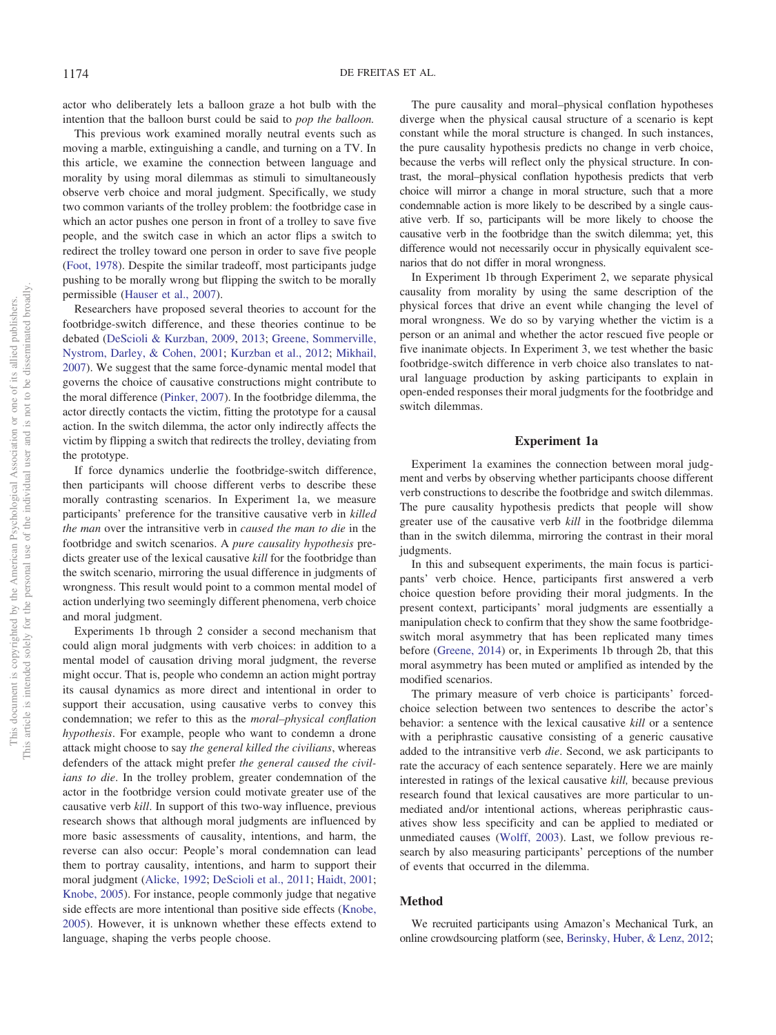actor who deliberately lets a balloon graze a hot bulb with the intention that the balloon burst could be said to *pop the balloon.*

This previous work examined morally neutral events such as moving a marble, extinguishing a candle, and turning on a TV. In this article, we examine the connection between language and morality by using moral dilemmas as stimuli to simultaneously observe verb choice and moral judgment. Specifically, we study two common variants of the trolley problem: the footbridge case in which an actor pushes one person in front of a trolley to save five people, and the switch case in which an actor flips a switch to redirect the trolley toward one person in order to save five people (Foot, 1978). Despite the similar tradeoff, most participants judge pushing to be morally wrong but flipping the switch to be morally permissible (Hauser et al., 2007).

Researchers have proposed several theories to account for the footbridge-switch difference, and these theories continue to be debated (DeScioli & Kurzban, 2009, 2013; Greene, Sommerville, Nystrom, Darley, & Cohen, 2001; Kurzban et al., 2012; Mikhail, 2007). We suggest that the same force-dynamic mental model that governs the choice of causative constructions might contribute to the moral difference (Pinker, 2007). In the footbridge dilemma, the actor directly contacts the victim, fitting the prototype for a causal action. In the switch dilemma, the actor only indirectly affects the victim by flipping a switch that redirects the trolley, deviating from the prototype.

If force dynamics underlie the footbridge-switch difference, then participants will choose different verbs to describe these morally contrasting scenarios. In Experiment 1a, we measure participants' preference for the transitive causative verb in *killed the man* over the intransitive verb in *caused the man to die* in the footbridge and switch scenarios. A *pure causality hypothesis* predicts greater use of the lexical causative *kill* for the footbridge than the switch scenario, mirroring the usual difference in judgments of wrongness. This result would point to a common mental model of action underlying two seemingly different phenomena, verb choice and moral judgment.

Experiments 1b through 2 consider a second mechanism that could align moral judgments with verb choices: in addition to a mental model of causation driving moral judgment, the reverse might occur. That is, people who condemn an action might portray its causal dynamics as more direct and intentional in order to support their accusation, using causative verbs to convey this condemnation; we refer to this as the *moral–physical conflation hypothesis*. For example, people who want to condemn a drone attack might choose to say *the general killed the civilians*, whereas defenders of the attack might prefer *the general caused the civilians to die*. In the trolley problem, greater condemnation of the actor in the footbridge version could motivate greater use of the causative verb *kill*. In support of this two-way influence, previous research shows that although moral judgments are influenced by more basic assessments of causality, intentions, and harm, the reverse can also occur: People's moral condemnation can lead them to portray causality, intentions, and harm to support their moral judgment (Alicke, 1992; DeScioli et al., 2011; Haidt, 2001; Knobe, 2005). For instance, people commonly judge that negative side effects are more intentional than positive side effects (Knobe, 2005). However, it is unknown whether these effects extend to language, shaping the verbs people choose.

The pure causality and moral–physical conflation hypotheses diverge when the physical causal structure of a scenario is kept constant while the moral structure is changed. In such instances, the pure causality hypothesis predicts no change in verb choice, because the verbs will reflect only the physical structure. In contrast, the moral–physical conflation hypothesis predicts that verb choice will mirror a change in moral structure, such that a more condemnable action is more likely to be described by a single causative verb. If so, participants will be more likely to choose the causative verb in the footbridge than the switch dilemma; yet, this difference would not necessarily occur in physically equivalent scenarios that do not differ in moral wrongness.

In Experiment 1b through Experiment 2, we separate physical causality from morality by using the same description of the physical forces that drive an event while changing the level of moral wrongness. We do so by varying whether the victim is a person or an animal and whether the actor rescued five people or five inanimate objects. In Experiment 3, we test whether the basic footbridge-switch difference in verb choice also translates to natural language production by asking participants to explain in open-ended responses their moral judgments for the footbridge and switch dilemmas.

## Experiment 1a

Experiment 1a examines the connection between moral judgment and verbs by observing whether participants choose different verb constructions to describe the footbridge and switch dilemmas. The pure causality hypothesis predicts that people will show greater use of the causative verb *kill* in the footbridge dilemma than in the switch dilemma, mirroring the contrast in their moral judgments.

In this and subsequent experiments, the main focus is participants' verb choice. Hence, participants first answered a verb choice question before providing their moral judgments. In the present context, participants' moral judgments are essentially a manipulation check to confirm that they show the same footbridge-switch moral asymmetry that has been replicated many times before (Greene, 2014) or, in Experiments 1b through 2b, that this moral asymmetry has been muted or amplified as intended by the modified scenarios.

The primary measure of verb choice is participants' forced-choice selection between two sentences to describe the actor's behavior: a sentence with the lexical causative *kill* or a sentence with a periphrastic causative consisting of a generic causative added to the intransitive verb *die*. Second, we ask participants to rate the accuracy of each sentence separately. Here we are mainly interested in ratings of the lexical causative *kill,* because previous research found that lexical causatives are more particular to unmediated and/or intentional actions, whereas periphrastic causatives show less specificity and can be applied to mediated or unmediated causes (Wolff, 2003). Last, we follow previous research by also measuring participants' perceptions of the number of events that occurred in the dilemma.

### Method

We recruited participants using Amazon's Mechanical Turk, an online crowdsourcing platform (see, Berinsky, Huber, & Lenz, 2012;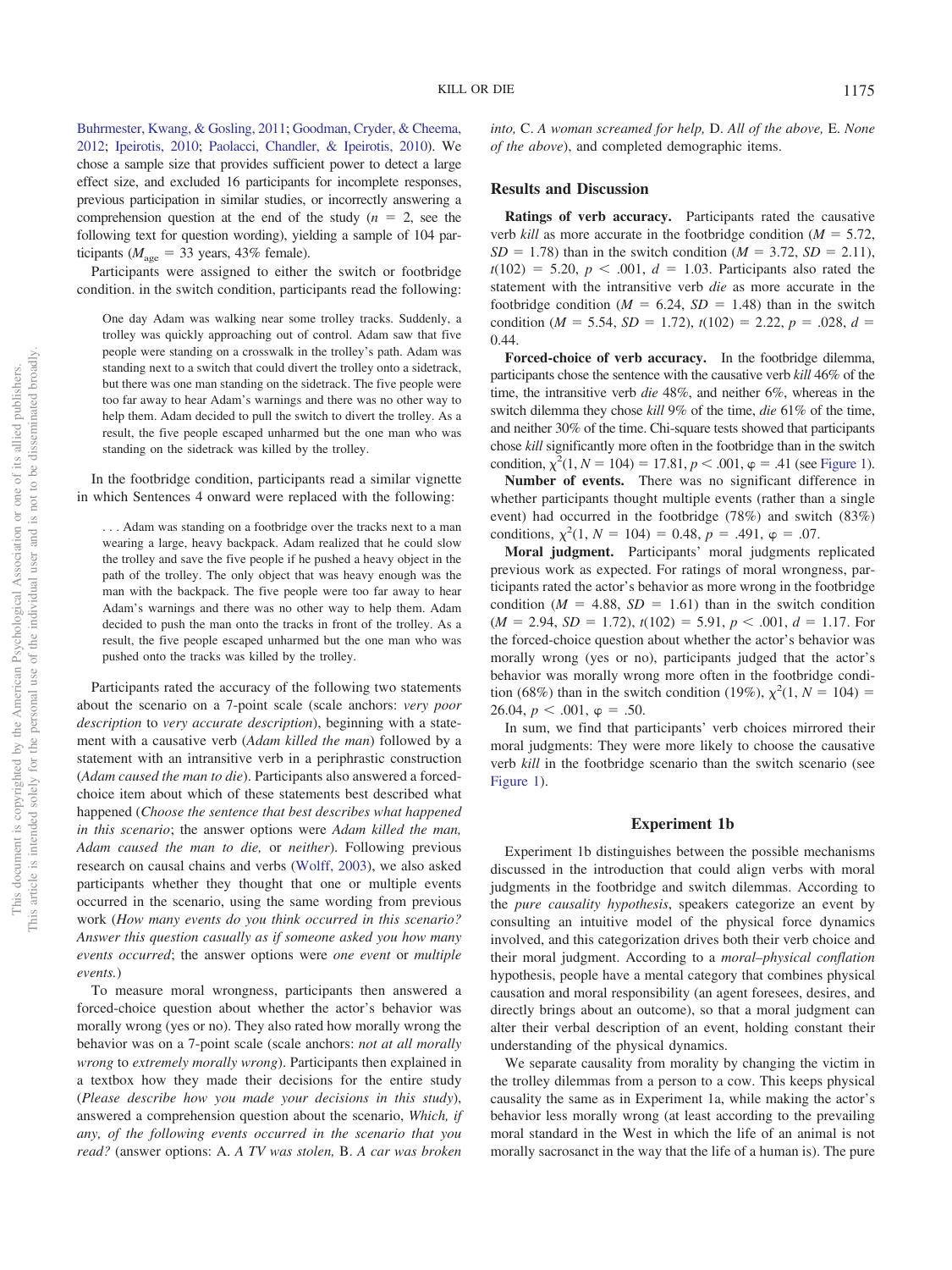Buhrmester, Kwang, & Gosling, 2011; Goodman, Cryder, & Cheema, 2012; Ipeirotis, 2010; Paolacci, Chandler, & Ipeirotis, 2010). We chose a sample size that provides sufficient power to detect a large effect size, and excluded 16 participants for incomplete responses, previous participation in similar studies, or incorrectly answering a comprehension question at the end of the study ($n = 2$, see the following text for question wording), yielding a sample of 104 participants ($M_{age} = 33$ years, 43% female).

Participants were assigned to either the switch or footbridge condition. in the switch condition, participants read the following:

> One day Adam was walking near some trolley tracks. Suddenly, a trolley was quickly approaching out of control. Adam saw that five people were standing on a crosswalk in the trolley's path. Adam was standing next to a switch that could divert the trolley onto a sidetrack, but there was one man standing on the sidetrack. The five people were too far away to hear Adam's warnings and there was no other way to help them. Adam decided to pull the switch to divert the trolley. As a result, the five people escaped unharmed but the one man who was standing on the sidetrack was killed by the trolley.

In the footbridge condition, participants read a similar vignette in which Sentences 4 onward were replaced with the following:

> . . . Adam was standing on a footbridge over the tracks next to a man wearing a large, heavy backpack. Adam realized that he could slow the trolley and save the five people if he pushed a heavy object in the path of the trolley. The only object that was heavy enough was the man with the backpack. The five people were too far away to hear Adam's warnings and there was no other way to help them. Adam decided to push the man onto the tracks in front of the trolley. As a result, the five people escaped unharmed but the one man who was pushed onto the tracks was killed by the trolley.

Participants rated the accuracy of the following two statements about the scenario on a 7-point scale (scale anchors: *very poor description* to *very accurate description*), beginning with a statement with a causative verb (*Adam killed the man*) followed by a statement with an intransitive verb in a periphrastic construction (*Adam caused the man to die*). Participants also answered a forced-choice item about which of these statements best described what happened (*Choose the sentence that best describes what happened in this scenario*; the answer options were *Adam killed the man, Adam caused the man to die,* or *neither*). Following previous research on causal chains and verbs (Wolff, 2003), we also asked participants whether they thought that one or multiple events occurred in the scenario, using the same wording from previous work (*How many events do you think occurred in this scenario? Answer this question casually as if someone asked you how many events occurred*; the answer options were *one event* or *multiple events.*)

To measure moral wrongness, participants then answered a forced-choice question about whether the actor's behavior was morally wrong (yes or no). They also rated how morally wrong the behavior was on a 7-point scale (scale anchors: *not at all morally wrong* to *extremely morally wrong*). Participants then explained in a textbox how they made their decisions for the entire study (*Please describe how you made your decisions in this study*), answered a comprehension question about the scenario, *Which, if any, of the following events occurred in the scenario that you read?* (answer options: A. *A TV was stolen,* B. *A car was broken into,* C. *A woman screamed for help,* D. *All of the above,* E. *None of the above*), and completed demographic items.

## Results and Discussion

**Ratings of verb accuracy.** Participants rated the causative verb *kill* as more accurate in the footbridge condition ($M = 5.72$, $SD = 1.78$) than in the switch condition ($M = 3.72$, $SD = 2.11$), $t(102) = 5.20$, $p < .001$, $d = 1.03$. Participants also rated the statement with the intransitive verb *die* as more accurate in the footbridge condition ($M = 6.24$, $SD = 1.48$) than in the switch condition ($M = 5.54$, $SD = 1.72$), $t(102) = 2.22$, $p = .028$, $d = 0.44$.

**Forced-choice of verb accuracy.** In the footbridge dilemma, participants chose the sentence with the causative verb *kill* 46% of the time, the intransitive verb *die* 48%, and neither 6%, whereas in the switch dilemma they chose *kill* 9% of the time, *die* 61% of the time, and neither 30% of the time. Chi-square tests showed that participants chose *kill* significantly more often in the footbridge than in the switch condition, $\chi^2(1, N = 104) = 17.81$, $p < .001$, $\varphi = .41$ (see Figure 1).

**Number of events.** There was no significant difference in whether participants thought multiple events (rather than a single event) had occurred in the footbridge (78%) and switch (83%) conditions, $\chi^2(1, N = 104) = 0.48$, $p = .491$, $\varphi = .07$.

**Moral judgment.** Participants' moral judgments replicated previous work as expected. For ratings of moral wrongness, participants rated the actor's behavior as more wrong in the footbridge condition ($M = 4.88$, $SD = 1.61$) than in the switch condition ($M = 2.94$, $SD = 1.72$), $t(102) = 5.91$, $p < .001$, $d = 1.17$. For the forced-choice question about whether the actor's behavior was morally wrong (yes or no), participants judged that the actor's behavior was morally wrong more often in the footbridge condition (68%) than in the switch condition (19%), $\chi^2(1, N = 104) = 26.04$, $p < .001$, $\varphi = .50$.

In sum, we find that participants' verb choices mirrored their moral judgments: They were more likely to choose the causative verb *kill* in the footbridge scenario than the switch scenario (see Figure 1).

## Experiment 1b

Experiment 1b distinguishes between the possible mechanisms discussed in the introduction that could align verbs with moral judgments in the footbridge and switch dilemmas. According to the *pure causality hypothesis*, speakers categorize an event by consulting an intuitive model of the physical force dynamics involved, and this categorization drives both their verb choice and their moral judgment. According to a *moral–physical conflation* hypothesis, people have a mental category that combines physical causation and moral responsibility (an agent foresees, desires, and directly brings about an outcome), so that a moral judgment can alter their verbal description of an event, holding constant their understanding of the physical dynamics.

We separate causality from morality by changing the victim in the trolley dilemmas from a person to a cow. This keeps physical causality the same as in Experiment 1a, while making the actor's behavior less morally wrong (at least according to the prevailing moral standard in the West in which the life of an animal is not morally sacrosanct in the way that the life of a human is). The pure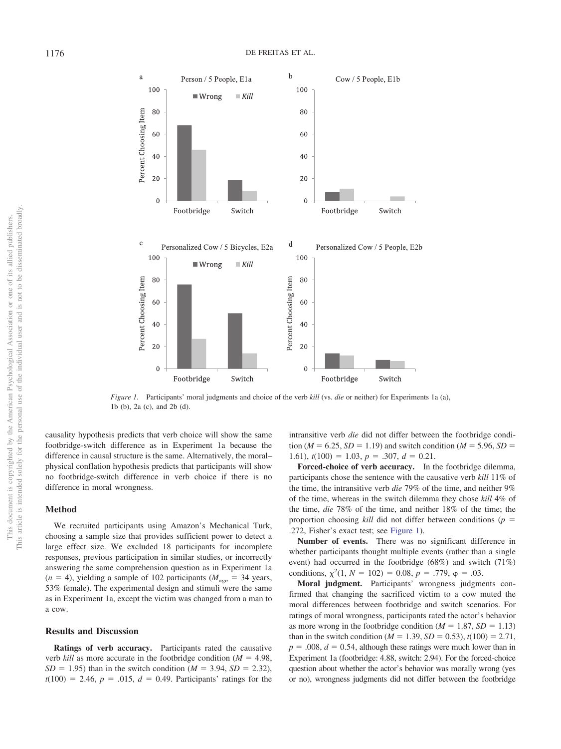*Figure 1.* Participants' moral judgments and choice of the verb *kill* (vs. *die* or neither) for Experiments 1a (a), 1b (b), 2a (c), and 2b (d).

causality hypothesis predicts that verb choice will show the same footbridge-switch difference as in Experiment 1a because the difference in causal structure is the same. Alternatively, the moral–physical conflation hypothesis predicts that participants will show no footbridge-switch difference in verb choice if there is no difference in moral wrongness.

## Method

We recruited participants using Amazon's Mechanical Turk, choosing a sample size that provides sufficient power to detect a large effect size. We excluded 18 participants for incomplete responses, previous participation in similar studies, or incorrectly answering the same comprehension question as in Experiment 1a ($n = 4$), yielding a sample of 102 participants ($M_{age} = 34$ years, 53% female). The experimental design and stimuli were the same as in Experiment 1a, except the victim was changed from a man to a cow.

## Results and Discussion

**Ratings of verb accuracy.** Participants rated the causative verb *kill* as more accurate in the footbridge condition ($M = 4.98$, $SD = 1.95$) than in the switch condition ($M = 3.94$, $SD = 2.32$), $t(100) = 2.46$, $p = .015$, $d = 0.49$. Participants' ratings for the intransitive verb *die* did not differ between the footbridge condition ($M = 6.25$, $SD = 1.19$) and switch condition ($M = 5.96$, $SD = 1.61$), $t(100) = 1.03$, $p = .307$, $d = 0.21$.

**Forced-choice of verb accuracy.** In the footbridge dilemma, participants chose the sentence with the causative verb *kill* 11% of the time, the intransitive verb *die* 79% of the time, and neither 9% of the time, whereas in the switch dilemma they chose *kill* 4% of the time, *die* 78% of the time, and neither 18% of the time; the proportion choosing *kill* did not differ between conditions ($p = .272$, Fisher's exact test; see Figure 1).

**Number of events.** There was no significant difference in whether participants thought multiple events (rather than a single event) had occurred in the footbridge (68%) and switch (71%) conditions, $\chi^2(1, N = 102) = 0.08$, $p = .779$, $\varphi = .03$.

**Moral judgment.** Participants' wrongness judgments confirmed that changing the sacrificed victim to a cow muted the moral differences between footbridge and switch scenarios. For ratings of moral wrongness, participants rated the actor's behavior as more wrong in the footbridge condition ($M = 1.87$, $SD = 1.13$) than in the switch condition ($M = 1.39$, $SD = 0.53$), $t(100) = 2.71$, $p = .008$, $d = 0.54$, although these ratings were much lower than in Experiment 1a (footbridge: 4.88, switch: 2.94). For the forced-choice question about whether the actor's behavior was morally wrong (yes or no), wrongness judgments did not differ between the footbridge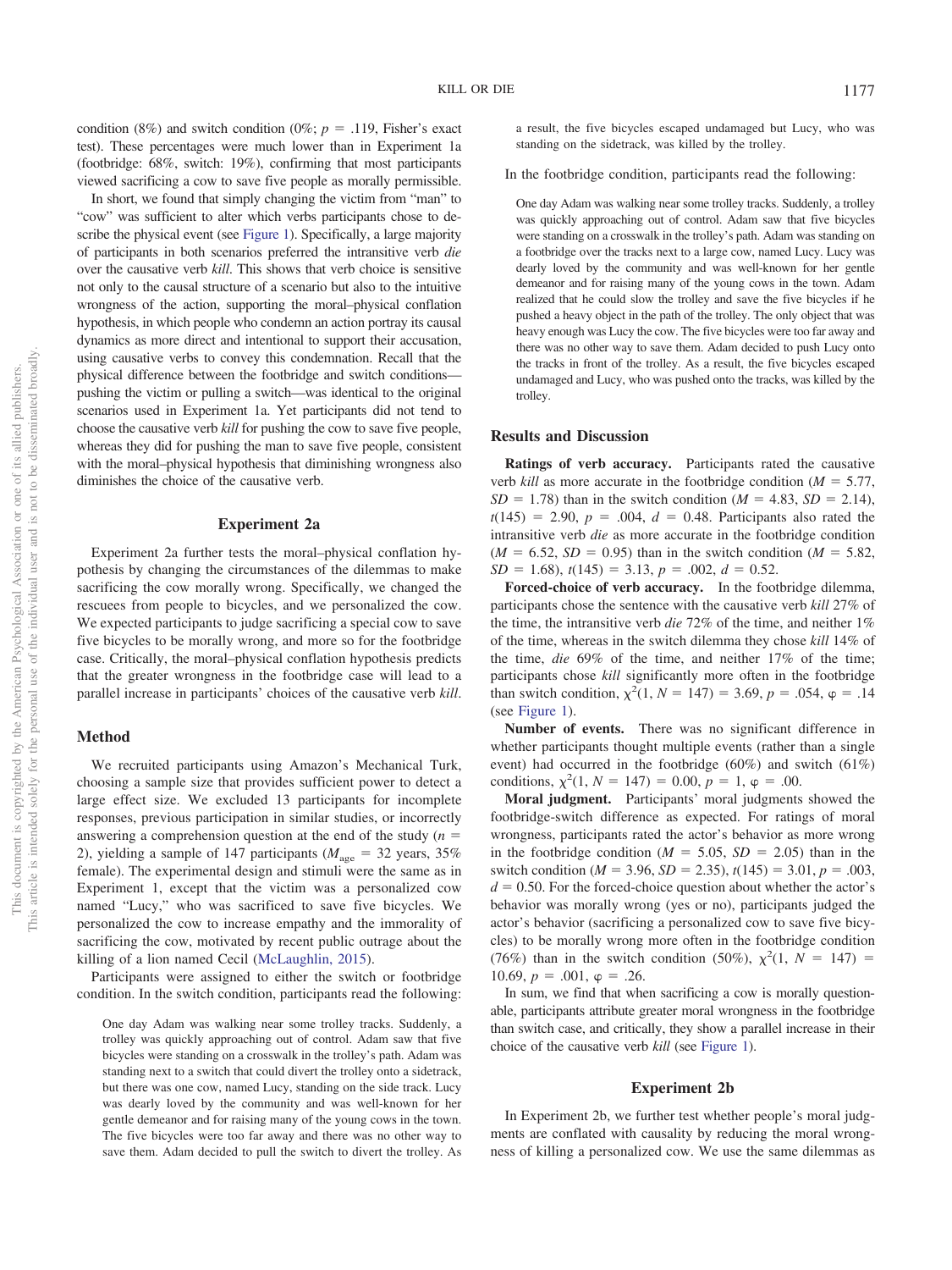condition (8%) and switch condition (0%; $p = .119$, Fisher's exact test). These percentages were much lower than in Experiment 1a (footbridge: 68%, switch: 19%), confirming that most participants viewed sacrificing a cow to save five people as morally permissible.

In short, we found that simply changing the victim from "man" to "cow" was sufficient to alter which verbs participants chose to describe the physical event (see Figure 1). Specifically, a large majority of participants in both scenarios preferred the intransitive verb *die* over the causative verb *kill*. This shows that verb choice is sensitive not only to the causal structure of a scenario but also to the intuitive wrongness of the action, supporting the moral–physical conflation hypothesis, in which people who condemn an action portray its causal dynamics as more direct and intentional to support their accusation, using causative verbs to convey this condemnation. Recall that the physical difference between the footbridge and switch conditions—pushing the victim or pulling a switch—was identical to the original scenarios used in Experiment 1a. Yet participants did not tend to choose the causative verb *kill* for pushing the cow to save five people, whereas they did for pushing the man to save five people, consistent with the moral–physical hypothesis that diminishing wrongness also diminishes the choice of the causative verb.

## Experiment 2a

Experiment 2a further tests the moral–physical conflation hypothesis by changing the circumstances of the dilemmas to make sacrificing the cow morally wrong. Specifically, we changed the rescuees from people to bicycles, and we personalized the cow. We expected participants to judge sacrificing a special cow to save five bicycles to be morally wrong, and more so for the footbridge case. Critically, the moral–physical conflation hypothesis predicts that the greater wrongness in the footbridge case will lead to a parallel increase in participants' choices of the causative verb *kill*.

### Method

We recruited participants using Amazon's Mechanical Turk, choosing a sample size that provides sufficient power to detect a large effect size. We excluded 13 participants for incomplete responses, previous participation in similar studies, or incorrectly answering a comprehension question at the end of the study ($n = 2$), yielding a sample of 147 participants ($M_{\text{age}} = 32$ years, 35% female). The experimental design and stimuli were the same as in Experiment 1, except that the victim was a personalized cow named "Lucy," who was sacrificed to save five bicycles. We personalized the cow to increase empathy and the immorality of sacrificing the cow, motivated by recent public outrage about the killing of a lion named Cecil (McLaughlin, 2015).

Participants were assigned to either the switch or footbridge condition. In the switch condition, participants read the following:

> One day Adam was walking near some trolley tracks. Suddenly, a trolley was quickly approaching out of control. Adam saw that five bicycles were standing on a crosswalk in the trolley's path. Adam was standing next to a switch that could divert the trolley onto a sidetrack, but there was one cow, named Lucy, standing on the side track. Lucy was dearly loved by the community and was well-known for her gentle demeanor and for raising many of the young cows in the town. The five bicycles were too far away and there was no other way to save them. Adam decided to pull the switch to divert the trolley. As a result, the five bicycles escaped undamaged but Lucy, who was standing on the sidetrack, was killed by the trolley.

In the footbridge condition, participants read the following:

> One day Adam was walking near some trolley tracks. Suddenly, a trolley was quickly approaching out of control. Adam saw that five bicycles were standing on a crosswalk in the trolley's path. Adam was standing on a footbridge over the tracks next to a large cow, named Lucy. Lucy was dearly loved by the community and was well-known for her gentle demeanor and for raising many of the young cows in the town. Adam realized that he could slow the trolley and save the five bicycles if he pushed a heavy object in the path of the trolley. The only object that was heavy enough was Lucy the cow. The five bicycles were too far away and there was no other way to save them. Adam decided to push Lucy onto the tracks in front of the trolley. As a result, the five bicycles escaped undamaged and Lucy, who was pushed onto the tracks, was killed by the trolley.

### Results and Discussion

**Ratings of verb accuracy.** Participants rated the causative verb *kill* as more accurate in the footbridge condition ($M = 5.77$, $SD = 1.78$) than in the switch condition ($M = 4.83$, $SD = 2.14$), $t(145) = 2.90$, $p = .004$, $d = 0.48$. Participants also rated the intransitive verb *die* as more accurate in the footbridge condition ($M = 6.52$, $SD = 0.95$) than in the switch condition ($M = 5.82$, $SD = 1.68$), $t(145) = 3.13$, $p = .002$, $d = 0.52$.

**Forced-choice of verb accuracy.** In the footbridge dilemma, participants chose the sentence with the causative verb *kill* 27% of the time, the intransitive verb *die* 72% of the time, and neither 1% of the time, whereas in the switch dilemma they chose *kill* 14% of the time, *die* 69% of the time, and neither 17% of the time; participants chose *kill* significantly more often in the footbridge than switch condition, $\chi^2(1, N = 147) = 3.69$, $p = .054$, $\varphi = .14$ (see Figure 1).

**Number of events.** There was no significant difference in whether participants thought multiple events (rather than a single event) had occurred in the footbridge (60%) and switch (61%) conditions, $\chi^2(1, N = 147) = 0.00$, $p = 1$, $\varphi = .00$.

**Moral judgment.** Participants' moral judgments showed the footbridge-switch difference as expected. For ratings of moral wrongness, participants rated the actor's behavior as more wrong in the footbridge condition ($M = 5.05$, $SD = 2.05$) than in the switch condition ($M = 3.96$, $SD = 2.35$), $t(145) = 3.01$, $p = .003$, $d = 0.50$. For the forced-choice question about whether the actor's behavior was morally wrong (yes or no), participants judged the actor's behavior (sacrificing a personalized cow to save five bicycles) to be morally wrong more often in the footbridge condition (76%) than in the switch condition (50%), $\chi^2(1, N = 147) = 10.69$, $p = .001$, $\varphi = .26$.

In sum, we find that when sacrificing a cow is morally questionable, participants attribute greater moral wrongness in the footbridge than switch case, and critically, they show a parallel increase in their choice of the causative verb *kill* (see Figure 1).

## Experiment 2b

In Experiment 2b, we further test whether people's moral judgments are conflated with causality by reducing the moral wrongness of killing a personalized cow. We use the same dilemmas as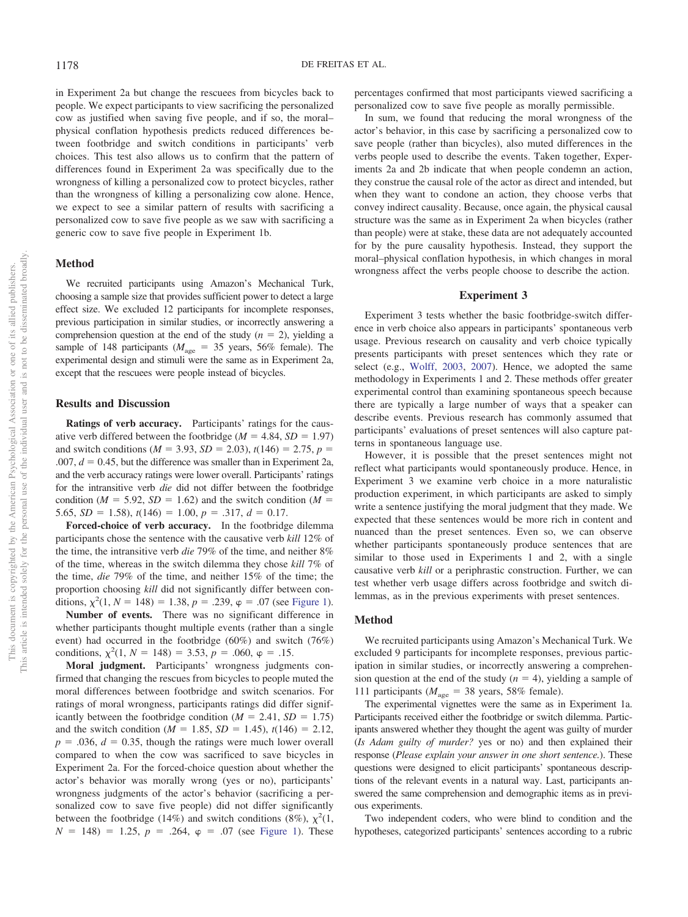in Experiment 2a but change the rescuees from bicycles back to people. We expect participants to view sacrificing the personalized cow as justified when saving five people, and if so, the moral–physical conflation hypothesis predicts reduced differences between footbridge and switch conditions in participants' verb choices. This test also allows us to confirm that the pattern of differences found in Experiment 2a was specifically due to the wrongness of killing a personalized cow to protect bicycles, rather than the wrongness of killing a personalizing cow alone. Hence, we expect to see a similar pattern of results with sacrificing a personalized cow to save five people as we saw with sacrificing a generic cow to save five people in Experiment 1b.

### Method

We recruited participants using Amazon's Mechanical Turk, choosing a sample size that provides sufficient power to detect a large effect size. We excluded 12 participants for incomplete responses, previous participation in similar studies, or incorrectly answering a comprehension question at the end of the study ($n = 2$), yielding a sample of 148 participants ($M_{\text{age}} = 35$ years, 56% female). The experimental design and stimuli were the same as in Experiment 2a, except that the rescuees were people instead of bicycles.

### Results and Discussion

**Ratings of verb accuracy.** Participants' ratings for the causative verb differed between the footbridge ($M = 4.84$, $SD = 1.97$) and switch conditions ($M = 3.93$, $SD = 2.03$), $t(146) = 2.75$, $p = .007$, $d = 0.45$, but the difference was smaller than in Experiment 2a, and the verb accuracy ratings were lower overall. Participants' ratings for the intransitive verb *die* did not differ between the footbridge condition ($M = 5.92$, $SD = 1.62$) and the switch condition ($M = 5.65$, $SD = 1.58$), $t(146) = 1.00$, $p = .317$, $d = 0.17$.

**Forced-choice of verb accuracy.** In the footbridge dilemma participants chose the sentence with the causative verb *kill* 12% of the time, the intransitive verb *die* 79% of the time, and neither 8% of the time, whereas in the switch dilemma they chose *kill* 7% of the time, *die* 79% of the time, and neither 15% of the time; the proportion choosing *kill* did not significantly differ between conditions, $\chi^2(1, N = 148) = 1.38$, $p = .239$, $\varphi = .07$ (see Figure 1).

**Number of events.** There was no significant difference in whether participants thought multiple events (rather than a single event) had occurred in the footbridge (60%) and switch (76%) conditions, $\chi^2(1, N = 148) = 3.53$, $p = .060$, $\varphi = .15$.

**Moral judgment.** Participants' wrongness judgments confirmed that changing the rescues from bicycles to people muted the moral differences between footbridge and switch scenarios. For ratings of moral wrongness, participants ratings did differ significantly between the footbridge condition ($M = 2.41$, $SD = 1.75$) and the switch condition ($M = 1.85$, $SD = 1.45$), $t(146) = 2.12$, $p = .036$, $d = 0.35$, though the ratings were much lower overall compared to when the cow was sacrificed to save bicycles in Experiment 2a. For the forced-choice question about whether the actor's behavior was morally wrong (yes or no), participants' wrongness judgments of the actor's behavior (sacrificing a personalized cow to save five people) did not differ significantly between the footbridge (14%) and switch conditions (8%), $\chi^2(1, N = 148) = 1.25$, $p = .264$, $\varphi = .07$ (see Figure 1). These percentages confirmed that most participants viewed sacrificing a personalized cow to save five people as morally permissible.

In sum, we found that reducing the moral wrongness of the actor's behavior, in this case by sacrificing a personalized cow to save people (rather than bicycles), also muted differences in the verbs people used to describe the events. Taken together, Experiments 2a and 2b indicate that when people condemn an action, they construe the causal role of the actor as direct and intended, but when they want to condone an action, they choose verbs that convey indirect causality. Because, once again, the physical causal structure was the same as in Experiment 2a when bicycles (rather than people) were at stake, these data are not adequately accounted for by the pure causality hypothesis. Instead, they support the moral–physical conflation hypothesis, in which changes in moral wrongness affect the verbs people choose to describe the action.

## Experiment 3

Experiment 3 tests whether the basic footbridge-switch difference in verb choice also appears in participants' spontaneous verb usage. Previous research on causality and verb choice typically presents participants with preset sentences which they rate or select (e.g., Wolff, 2003, 2007). Hence, we adopted the same methodology in Experiments 1 and 2. These methods offer greater experimental control than examining spontaneous speech because there are typically a large number of ways that a speaker can describe events. Previous research has commonly assumed that participants' evaluations of preset sentences will also capture patterns in spontaneous language use.

However, it is possible that the preset sentences might not reflect what participants would spontaneously produce. Hence, in Experiment 3 we examine verb choice in a more naturalistic production experiment, in which participants are asked to simply write a sentence justifying the moral judgment that they made. We expected that these sentences would be more rich in content and nuanced than the preset sentences. Even so, we can observe whether participants spontaneously produce sentences that are similar to those used in Experiments 1 and 2, with a single causative verb *kill* or a periphrastic construction. Further, we can test whether verb usage differs across footbridge and switch dilemmas, as in the previous experiments with preset sentences.

### Method

We recruited participants using Amazon's Mechanical Turk. We excluded 9 participants for incomplete responses, previous participation in similar studies, or incorrectly answering a comprehension question at the end of the study ($n = 4$), yielding a sample of 111 participants ($M_{\text{age}} = 38$ years, 58% female).

The experimental vignettes were the same as in Experiment 1a. Participants received either the footbridge or switch dilemma. Participants answered whether they thought the agent was guilty of murder (*Is Adam guilty of murder?* yes or no) and then explained their response (*Please explain your answer in one short sentence.*). These questions were designed to elicit participants' spontaneous descriptions of the relevant events in a natural way. Last, participants answered the same comprehension and demographic items as in previous experiments.

Two independent coders, who were blind to condition and the hypotheses, categorized participants' sentences according to a rubric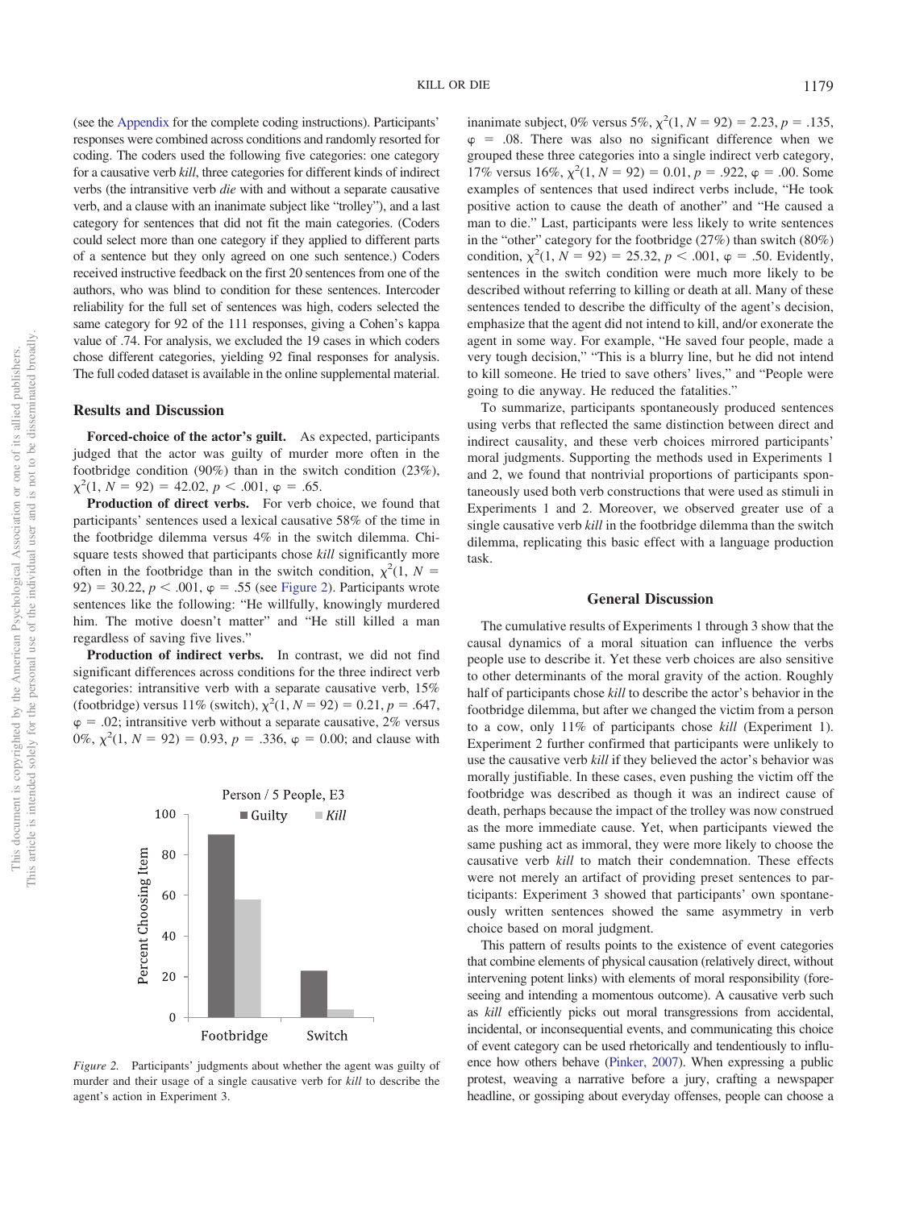(see the Appendix for the complete coding instructions). Participants' responses were combined across conditions and randomly resorted for coding. The coders used the following five categories: one category for a causative verb *kill*, three categories for different kinds of indirect verbs (the intransitive verb *die* with and without a separate causative verb, and a clause with an inanimate subject like "trolley"), and a last category for sentences that did not fit the main categories. (Coders could select more than one category if they applied to different parts of a sentence but they only agreed on one such sentence.) Coders received instructive feedback on the first 20 sentences from one of the authors, who was blind to condition for these sentences. Intercoder reliability for the full set of sentences was high, coders selected the same category for 92 of the 111 responses, giving a Cohen's kappa value of .74. For analysis, we excluded the 19 cases in which coders chose different categories, yielding 92 final responses for analysis. The full coded dataset is available in the online supplemental material.

## Results and Discussion

**Forced-choice of the actor's guilt.** As expected, participants judged that the actor was guilty of murder more often in the footbridge condition (90%) than in the switch condition (23%), $\chi^2(1, N = 92) = 42.02$, $p < .001$, $\varphi = .65$.

**Production of direct verbs.** For verb choice, we found that participants' sentences used a lexical causative 58% of the time in the footbridge dilemma versus 4% in the switch dilemma. Chi-square tests showed that participants chose *kill* significantly more often in the footbridge than in the switch condition, $\chi^2(1, N = 92) = 30.22$, $p < .001$, $\varphi = .55$ (see Figure 2). Participants wrote sentences like the following: "He willfully, knowingly murdered him. The motive doesn't matter" and "He still killed a man regardless of saving five lives."

**Production of indirect verbs.** In contrast, we did not find significant differences across conditions for the three indirect verb categories: intransitive verb with a separate causative verb, 15% (footbridge) versus 11% (switch), $\chi^2(1, N = 92) = 0.21$, $p = .647$, $\varphi = .02$; intransitive verb without a separate causative, 2% versus 0%, $\chi^2(1, N = 92) = 0.93$, $p = .336$, $\varphi = 0.00$; and clause with inanimate subject, 0% versus 5%, $\chi^2(1, N = 92) = 2.23$, $p = .135$, $\varphi = .08$. There was also no significant difference when we grouped these three categories into a single indirect verb category, 17% versus 16%, $\chi^2(1, N = 92) = 0.01$, $p = .922$, $\varphi = .00$. Some examples of sentences that used indirect verbs include, "He took positive action to cause the death of another" and "He caused a man to die." Last, participants were less likely to write sentences in the "other" category for the footbridge (27%) than switch (80%) condition, $\chi^2(1, N = 92) = 25.32$, $p < .001$, $\varphi = .50$. Evidently, sentences in the switch condition were much more likely to be described without referring to killing or death at all. Many of these sentences tended to describe the difficulty of the agent's decision, emphasize that the agent did not intend to kill, and/or exonerate the agent in some way. For example, "He saved four people, made a very tough decision," "This is a blurry line, but he did not intend to kill someone. He tried to save others' lives," and "People were going to die anyway. He reduced the fatalities."

*Figure 2.* Participants' judgments about whether the agent was guilty of murder and their usage of a single causative verb for *kill* to describe the agent's action in Experiment 3.

To summarize, participants spontaneously produced sentences using verbs that reflected the same distinction between direct and indirect causality, and these verb choices mirrored participants' moral judgments. Supporting the methods used in Experiments 1 and 2, we found that nontrivial proportions of participants spontaneously used both verb constructions that were used as stimuli in Experiments 1 and 2. Moreover, we observed greater use of a single causative verb *kill* in the footbridge dilemma than the switch dilemma, replicating this basic effect with a language production task.

## General Discussion

The cumulative results of Experiments 1 through 3 show that the causal dynamics of a moral situation can influence the verbs people use to describe it. Yet these verb choices are also sensitive to other determinants of the moral gravity of the action. Roughly half of participants chose *kill* to describe the actor's behavior in the footbridge dilemma, but after we changed the victim from a person to a cow, only 11% of participants chose *kill* (Experiment 1). Experiment 2 further confirmed that participants were unlikely to use the causative verb *kill* if they believed the actor's behavior was morally justifiable. In these cases, even pushing the victim off the footbridge was described as though it was an indirect cause of death, perhaps because the impact of the trolley was now construed as the more immediate cause. Yet, when participants viewed the same pushing act as immoral, they were more likely to choose the causative verb *kill* to match their condemnation. These effects were not merely an artifact of providing preset sentences to participants: Experiment 3 showed that participants' own spontaneously written sentences showed the same asymmetry in verb choice based on moral judgment.

This pattern of results points to the existence of event categories that combine elements of physical causation (relatively direct, without intervening potent links) with elements of moral responsibility (foreseeing and intending a momentous outcome). A causative verb such as *kill* efficiently picks out moral transgressions from accidental, incidental, or inconsequential events, and communicating this choice of event category can be used rhetorically and tendentiously to influence how others behave (Pinker, 2007). When expressing a public protest, weaving a narrative before a jury, crafting a newspaper headline, or gossiping about everyday offenses, people can choose a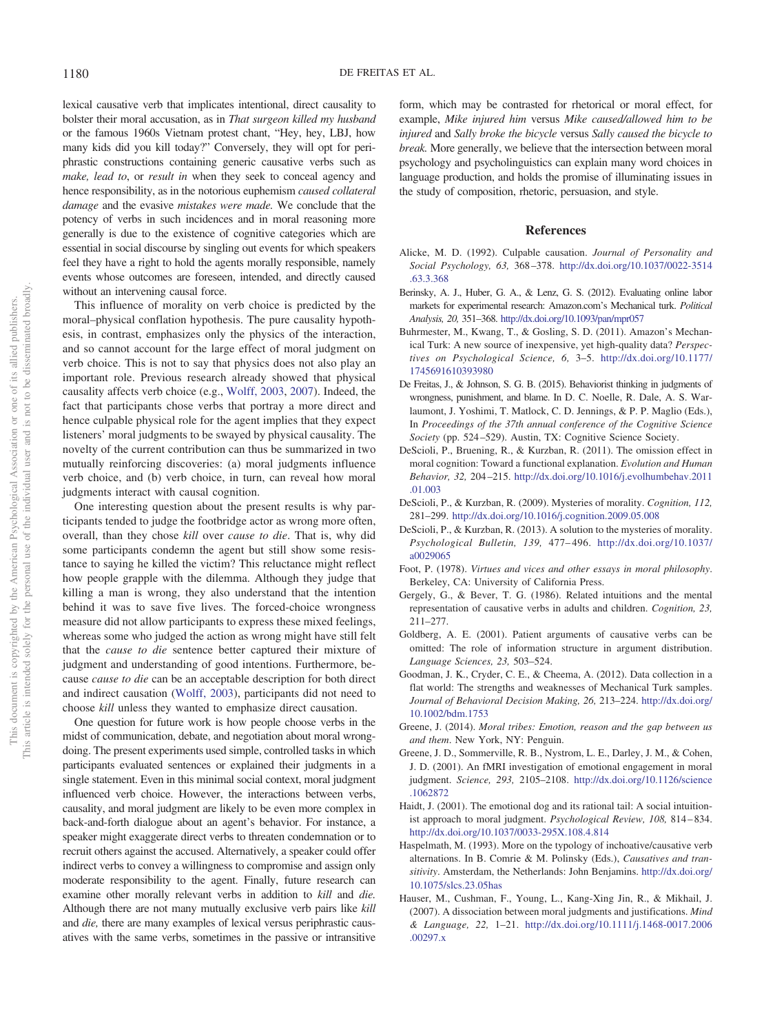lexical causative verb that implicates intentional, direct causality to bolster their moral accusation, as in *That surgeon killed my husband* or the famous 1960s Vietnam protest chant, "Hey, hey, LBJ, how many kids did you kill today?" Conversely, they will opt for periphrastic constructions containing generic causative verbs such as *make, lead to*, or *result in* when they seek to conceal agency and hence responsibility, as in the notorious euphemism *caused collateral damage* and the evasive *mistakes were made.* We conclude that the potency of verbs in such incidences and in moral reasoning more generally is due to the existence of cognitive categories which are essential in social discourse by singling out events for which speakers feel they have a right to hold the agents morally responsible, namely events whose outcomes are foreseen, intended, and directly caused without an intervening causal force.

This influence of morality on verb choice is predicted by the moral–physical conflation hypothesis. The pure causality hypothesis, in contrast, emphasizes only the physics of the interaction, and so cannot account for the large effect of moral judgment on verb choice. This is not to say that physics does not also play an important role. Previous research already showed that physical causality affects verb choice (e.g., Wolff, 2003, 2007). Indeed, the fact that participants chose verbs that portray a more direct and hence culpable physical role for the agent implies that they expect listeners' moral judgments to be swayed by physical causality. The novelty of the current contribution can thus be summarized in two mutually reinforcing discoveries: (a) moral judgments influence verb choice, and (b) verb choice, in turn, can reveal how moral judgments interact with causal cognition.

One interesting question about the present results is why participants tended to judge the footbridge actor as wrong more often, overall, than they chose *kill* over *cause to die*. That is, why did some participants condemn the agent but still show some resistance to saying he killed the victim? This reluctance might reflect how people grapple with the dilemma. Although they judge that killing a man is wrong, they also understand that the intention behind it was to save five lives. The forced-choice wrongness measure did not allow participants to express these mixed feelings, whereas some who judged the action as wrong might have still felt that the *cause to die* sentence better captured their mixture of judgment and understanding of good intentions. Furthermore, because *cause to die* can be an acceptable description for both direct and indirect causation (Wolff, 2003), participants did not need to choose *kill* unless they wanted to emphasize direct causation.

One question for future work is how people choose verbs in the midst of communication, debate, and negotiation about moral wrongdoing. The present experiments used simple, controlled tasks in which participants evaluated sentences or explained their judgments in a single statement. Even in this minimal social context, moral judgment influenced verb choice. However, the interactions between verbs, causality, and moral judgment are likely to be even more complex in back-and-forth dialogue about an agent's behavior. For instance, a speaker might exaggerate direct verbs to threaten condemnation or to recruit others against the accused. Alternatively, a speaker could offer indirect verbs to convey a willingness to compromise and assign only moderate responsibility to the agent. Finally, future research can examine other morally relevant verbs in addition to *kill* and *die.* Although there are not many mutually exclusive verb pairs like *kill* and *die,* there are many examples of lexical versus periphrastic causatives with the same verbs, sometimes in the passive or intransitive form, which may be contrasted for rhetorical or moral effect, for example, *Mike injured him* versus *Mike caused/allowed him to be injured* and *Sally broke the bicycle* versus *Sally caused the bicycle to break.* More generally, we believe that the intersection between moral psychology and psycholinguistics can explain many word choices in language production, and holds the promise of illuminating issues in the study of composition, rhetoric, persuasion, and style.

## References

Alicke, M. D. (1992). Culpable causation. *Journal of Personality and Social Psychology, 63,* 368–378. http://dx.doi.org/10.1037/0022-3514.63.3.368

Berinsky, A. J., Huber, G. A., & Lenz, G. S. (2012). Evaluating online labor markets for experimental research: Amazon.com's Mechanical turk. *Political Analysis, 20,* 351–368. http://dx.doi.org/10.1093/pan/mpr057

Buhrmester, M., Kwang, T., & Gosling, S. D. (2011). Amazon's Mechanical Turk: A new source of inexpensive, yet high-quality data? *Perspectives on Psychological Science, 6,* 3–5. http://dx.doi.org/10.1177/1745691610393980

De Freitas, J., & Johnson, S. G. B. (2015). Behaviorist thinking in judgments of wrongness, punishment, and blame. In D. C. Noelle, R. Dale, A. S. Warlaumont, J. Yoshimi, T. Matlock, C. D. Jennings, & P. P. Maglio (Eds.), In *Proceedings of the 37th annual conference of the Cognitive Science Society* (pp. 524–529). Austin, TX: Cognitive Science Society.

DeScioli, P., Bruening, R., & Kurzban, R. (2011). The omission effect in moral cognition: Toward a functional explanation. *Evolution and Human Behavior, 32,* 204–215. http://dx.doi.org/10.1016/j.evolhumbehav.2011.01.003

DeScioli, P., & Kurzban, R. (2009). Mysteries of morality. *Cognition, 112,* 281–299. http://dx.doi.org/10.1016/j.cognition.2009.05.008

DeScioli, P., & Kurzban, R. (2013). A solution to the mysteries of morality. *Psychological Bulletin, 139,* 477–496. http://dx.doi.org/10.1037/a0029065

Foot, P. (1978). *Virtues and vices and other essays in moral philosophy*. Berkeley, CA: University of California Press.

Gergely, G., & Bever, T. G. (1986). Related intuitions and the mental representation of causative verbs in adults and children. *Cognition, 23,* 211–277.

Goldberg, A. E. (2001). Patient arguments of causative verbs can be omitted: The role of information structure in argument distribution. *Language Sciences, 23,* 503–524.

Goodman, J. K., Cryder, C. E., & Cheema, A. (2012). Data collection in a flat world: The strengths and weaknesses of Mechanical Turk samples. *Journal of Behavioral Decision Making, 26,* 213–224. http://dx.doi.org/10.1002/bdm.1753

Greene, J. (2014). *Moral tribes: Emotion, reason and the gap between us and them*. New York, NY: Penguin.

Greene, J. D., Sommerville, R. B., Nystrom, L. E., Darley, J. M., & Cohen, J. D. (2001). An fMRI investigation of emotional engagement in moral judgment. *Science, 293,* 2105–2108. http://dx.doi.org/10.1126/science.1062872

Haidt, J. (2001). The emotional dog and its rational tail: A social intuitionist approach to moral judgment. *Psychological Review, 108,* 814–834. http://dx.doi.org/10.1037/0033-295X.108.4.814

Haspelmath, M. (1993). More on the typology of inchoative/causative verb alternations. In B. Comrie & M. Polinsky (Eds.), *Causatives and transitivity*. Amsterdam, the Netherlands: John Benjamins. http://dx.doi.org/10.1075/slcs.23.05has

Hauser, M., Cushman, F., Young, L., Kang-Xing Jin, R., & Mikhail, J. (2007). A dissociation between moral judgments and justifications. *Mind & Language, 22,* 1–21. http://dx.doi.org/10.1111/j.1468-0017.2006.00297.x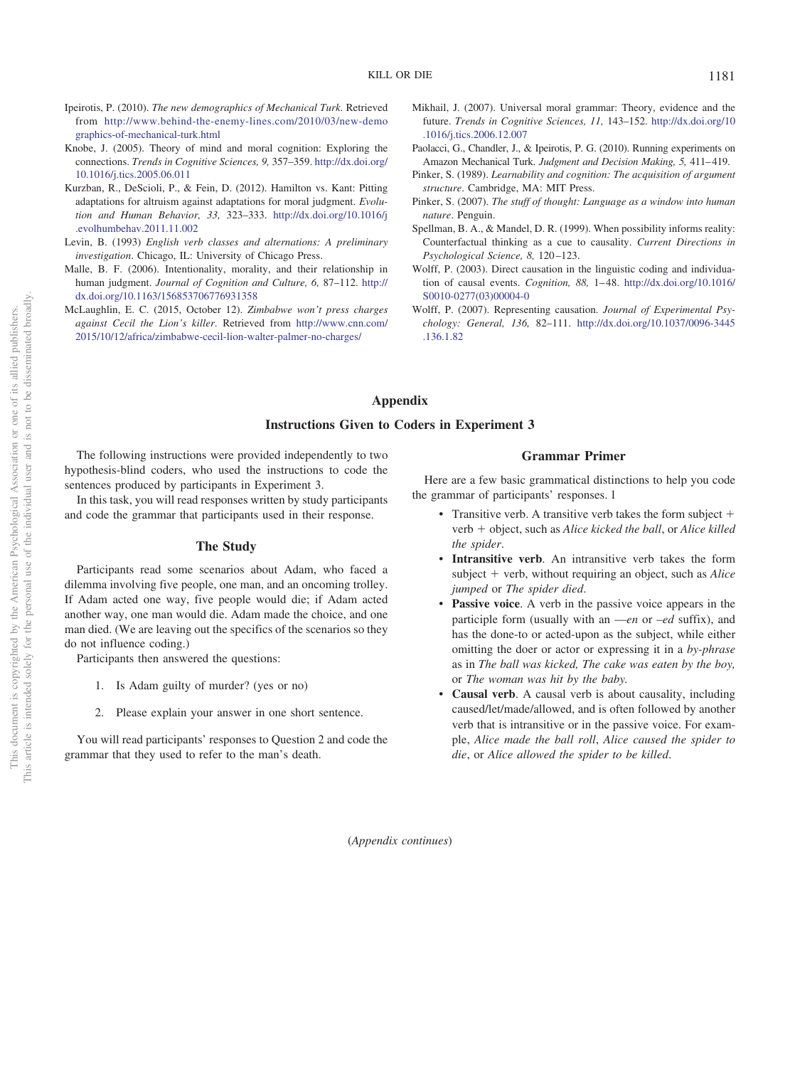Ipeirotis, P. (2010). *The new demographics of Mechanical Turk*. Retrieved from http://www.behind-the-enemy-lines.com/2010/03/new-demographics-of-mechanical-turk.html

Knobe, J. (2005). Theory of mind and moral cognition: Exploring the connections. *Trends in Cognitive Sciences, 9,* 357–359. http://dx.doi.org/10.1016/j.tics.2005.06.011

Kurzban, R., DeScioli, P., & Fein, D. (2012). Hamilton vs. Kant: Pitting adaptations for altruism against adaptations for moral judgment. *Evolution and Human Behavior, 33,* 323–333. http://dx.doi.org/10.1016/j.evolhumbehav.2011.11.002

Levin, B. (1993) *English verb classes and alternations: A preliminary investigation*. Chicago, IL: University of Chicago Press.

Malle, B. F. (2006). Intentionality, morality, and their relationship in human judgment. *Journal of Cognition and Culture, 6,* 87–112. http://dx.doi.org/10.1163/156853706776931358

McLaughlin, E. C. (2015, October 12). *Zimbabwe won't press charges against Cecil the Lion's killer*. Retrieved from http://www.cnn.com/2015/10/12/africa/zimbabwe-cecil-lion-walter-palmer-no-charges/

Mikhail, J. (2007). Universal moral grammar: Theory, evidence and the future. *Trends in Cognitive Sciences, 11,* 143–152. http://dx.doi.org/10.1016/j.tics.2006.12.007

Paolacci, G., Chandler, J., & Ipeirotis, P. G. (2010). Running experiments on Amazon Mechanical Turk. *Judgment and Decision Making, 5,* 411–419.

Pinker, S. (1989). *Learnability and cognition: The acquisition of argument structure*. Cambridge, MA: MIT Press.

Pinker, S. (2007). *The stuff of thought: Language as a window into human nature*. Penguin.

Spellman, B. A., & Mandel, D. R. (1999). When possibility informs reality: Counterfactual thinking as a cue to causality. *Current Directions in Psychological Science, 8,* 120–123.

Wolff, P. (2003). Direct causation in the linguistic coding and individuation of causal events. *Cognition, 88,* 1–48. http://dx.doi.org/10.1016/S0010-0277(03)00004-0

Wolff, P. (2007). Representing causation. *Journal of Experimental Psychology: General, 136,* 82–111. http://dx.doi.org/10.1037/0096-3445.136.1.82

# Appendix

## Instructions Given to Coders in Experiment 3

The following instructions were provided independently to two hypothesis-blind coders, who used the instructions to code the sentences produced by participants in Experiment 3.

In this task, you will read responses written by study participants and code the grammar that participants used in their response.

### The Study

Participants read some scenarios about Adam, who faced a dilemma involving five people, one man, and an oncoming trolley. If Adam acted one way, five people would die; if Adam acted another way, one man would die. Adam made the choice, and one man died. (We are leaving out the specifics of the scenarios so they do not influence coding.)

Participants then answered the questions:

1. Is Adam guilty of murder? (yes or no)

2. Please explain your answer in one short sentence.

You will read participants' responses to Question 2 and code the grammar that they used to refer to the man's death.

### Grammar Primer

Here are a few basic grammatical distinctions to help you code the grammar of participants' responses. l

- Transitive verb. A transitive verb takes the form subject + verb + object, such as *Alice kicked the ball*, or *Alice killed the spider*.
- **Intransitive verb**. An intransitive verb takes the form subject + verb, without requiring an object, such as *Alice jumped* or *The spider died*.
- **Passive voice**. A verb in the passive voice appears in the participle form (usually with an —*en* or –*ed* suffix), and has the done-to or acted-upon as the subject, while either omitting the doer or actor or expressing it in a *by-phrase* as in *The ball was kicked, The cake was eaten by the boy,* or *The woman was hit by the baby.*
- **Causal verb**. A causal verb is about causality, including caused/let/made/allowed, and is often followed by another verb that is intransitive or in the passive voice. For example, *Alice made the ball roll*, *Alice caused the spider to die*, or *Alice allowed the spider to be killed*.

(*Appendix continues*)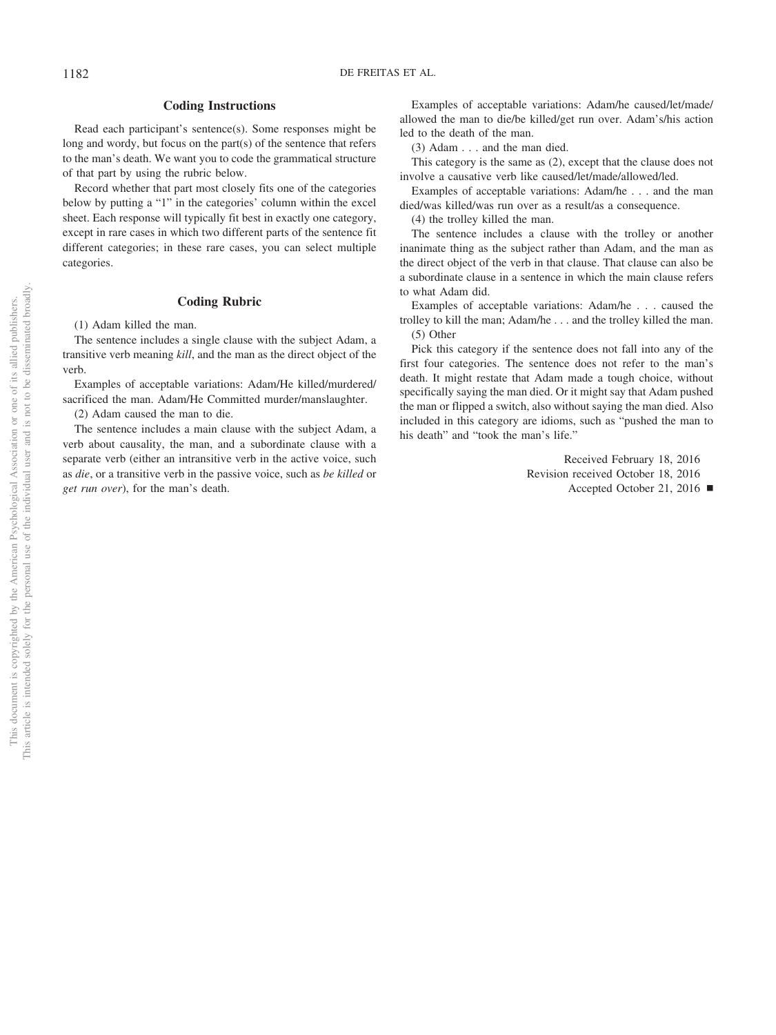## Coding Instructions

Read each participant's sentence(s). Some responses might be long and wordy, but focus on the part(s) of the sentence that refers to the man's death. We want you to code the grammatical structure of that part by using the rubric below.

Record whether that part most closely fits one of the categories below by putting a "1" in the categories' column within the excel sheet. Each response will typically fit best in exactly one category, except in rare cases in which two different parts of the sentence fit different categories; in these rare cases, you can select multiple categories.

## Coding Rubric

(1) Adam killed the man.

The sentence includes a single clause with the subject Adam, a transitive verb meaning *kill*, and the man as the direct object of the verb.

Examples of acceptable variations: Adam/He killed/murdered/sacrificed the man. Adam/He Committed murder/manslaughter.

(2) Adam caused the man to die.

The sentence includes a main clause with the subject Adam, a verb about causality, the man, and a subordinate clause with a separate verb (either an intransitive verb in the active voice, such as *die*, or a transitive verb in the passive voice, such as *be killed* or *get run over*), for the man's death.

Examples of acceptable variations: Adam/he caused/let/made/allowed the man to die/be killed/get run over. Adam's/his action led to the death of the man.

(3) Adam . . . and the man died.

This category is the same as (2), except that the clause does not involve a causative verb like caused/let/made/allowed/led.

Examples of acceptable variations: Adam/he . . . and the man died/was killed/was run over as a result/as a consequence.

(4) the trolley killed the man.

The sentence includes a clause with the trolley or another inanimate thing as the subject rather than Adam, and the man as the direct object of the verb in that clause. That clause can also be a subordinate clause in a sentence in which the main clause refers to what Adam did.

Examples of acceptable variations: Adam/he . . . caused the trolley to kill the man; Adam/he . . . and the trolley killed the man.

(5) Other

Pick this category if the sentence does not fall into any of the first four categories. The sentence does not refer to the man's death. It might restate that Adam made a tough choice, without specifically saying the man died. Or it might say that Adam pushed the man or flipped a switch, also without saying the man died. Also included in this category are idioms, such as "pushed the man to his death" and "took the man's life."

Received February 18, 2016
Revision received October 18, 2016
Accepted October 21, 2016 ■